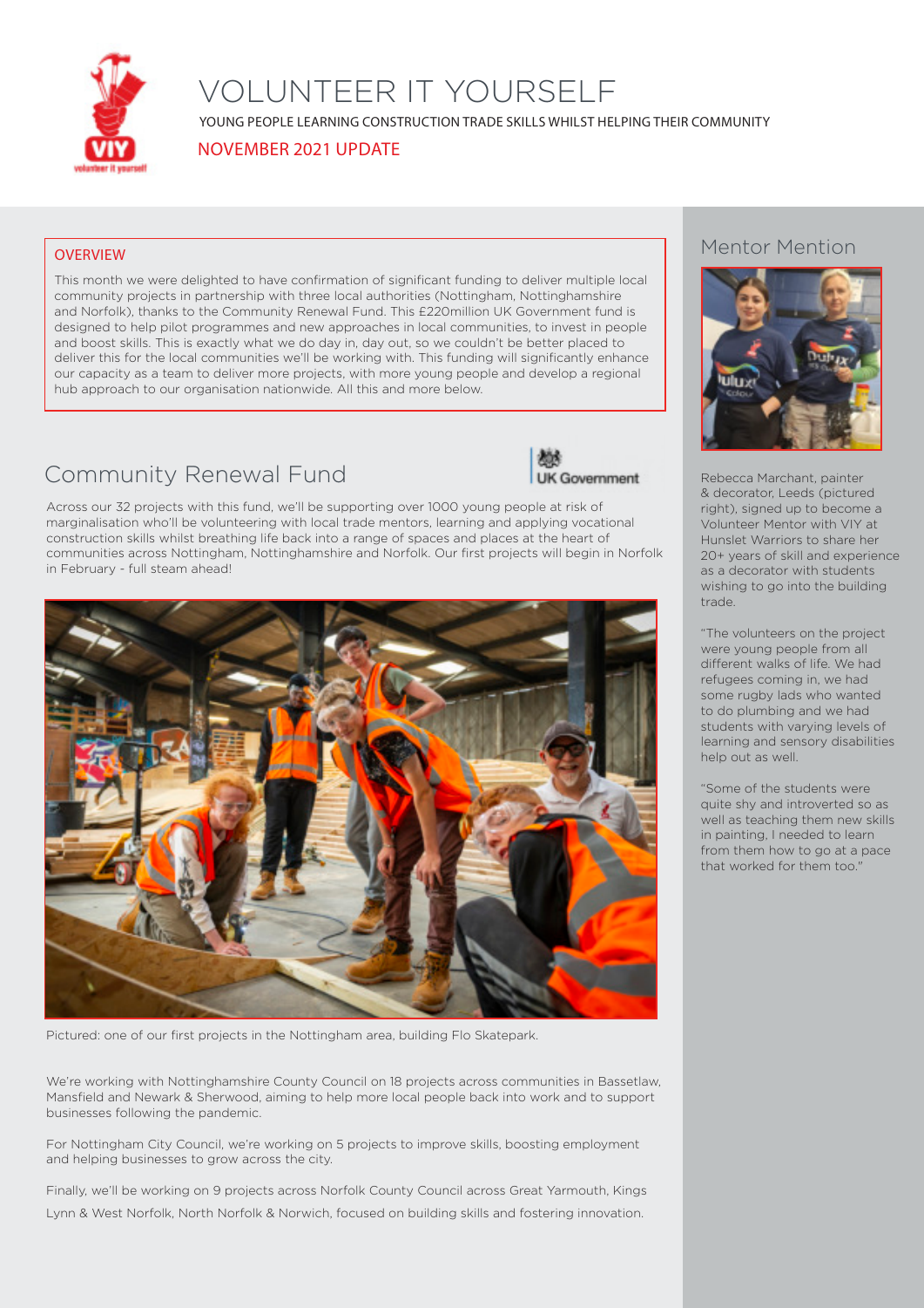# VOLUNTEER IT YOURSELF

YOUNG PEOPLE LEARNING CONSTRUCTION TRADE SKILLS WHILST HELPING THEIR COMMUNITY

NOVEMBER 2021 UPDATE

## OVERVIEW

This month we were delighted to have confirmation of significant funding to deliver multiple local community projects in partnership with three local authorities (Nottingham, Nottinghamshire and Norfolk), thanks to the Community Renewal Fund. This £220million UK Government fund is designed to help pilot programmes and new approaches in local communities, to invest in people and boost skills. This is exactly what we do day in, day out, so we couldn't be better placed to deliver this for the local communities we'll be working with. This funding will significantly enhance our capacity as a team to deliver more projects, with more young people and develop a regional hub approach to our organisation nationwide. All this and more below.

## Community Renewal Fund

Across our 32 projects with this fund, we'll be supporting over 1000 young people at risk of marginalisation who'll be volunteering with local trade mentors, learning and applying vocational construction skills whilst breathing life back into a range of spaces and places at the heart of communities across Nottingham, Nottinghamshire and Norfolk. Our first projects will begin in Norfolk in February - full steam ahead!

Pictured: one of our first projects in the Nottingham area, building Flo Skatepark.

We're working with Nottinghamshire County Council on 18 projects across communities in Bassetlaw, Mansfield and Newark & Sherwood, aiming to help more local people back into work and to support businesses following the pandemic.

For Nottingham City Council, we're working on 5 projects to improve skills, boosting employment and helping businesses to grow across the city.

Finally, we'll be working on 9 projects across Norfolk County Council across Great Yarmouth, Kings Lynn & West Norfolk, North Norfolk & Norwich, focused on building skills and fostering innovation.

## Mentor Mention

Rebecca Marchant, painter & decorator, Leeds (pictured right), signed up to become a Volunteer Mentor with VIY at Hunslet Warriors to share her 20+ years of skill and experience as a decorator with students wishing to go into the building trade.

"The volunteers on the project were young people from all different walks of life. We had refugees coming in, we had some rugby lads who wanted to do plumbing and we had students with varying levels of learning and sensory disabilities help out as well.

"Some of the students were quite shy and introverted so as well as teaching them new skills in painting, I needed to learn from them how to go at a pace that worked for them too."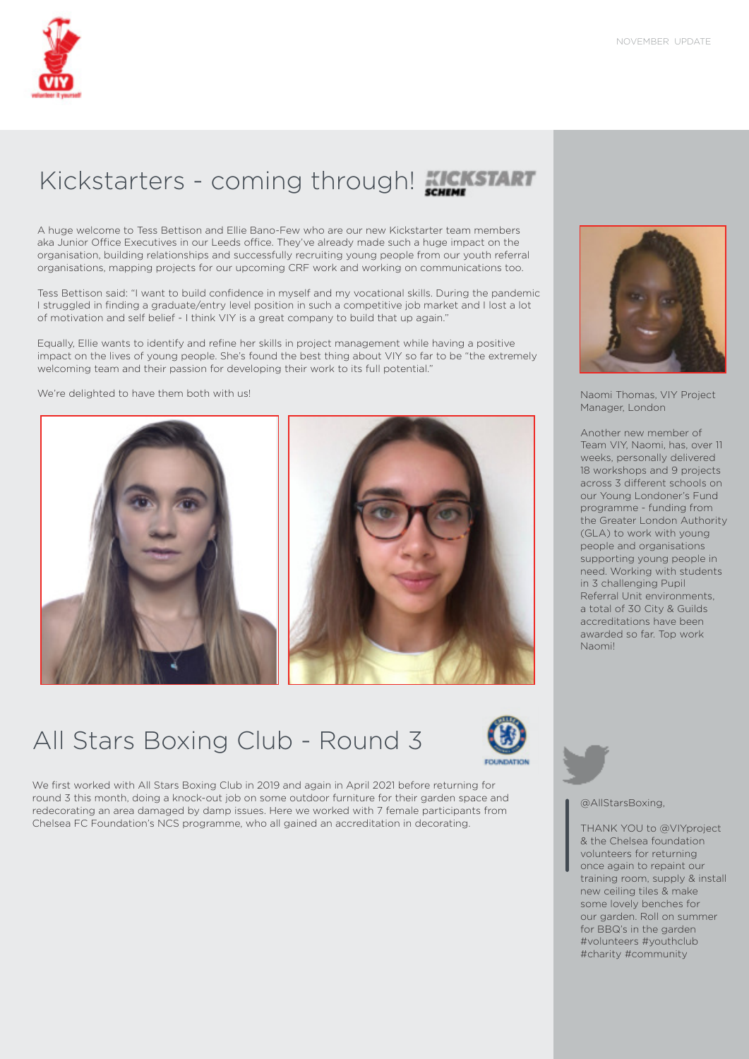## Kickstarters - coming through!

A huge welcome to Tess Bettison and Ellie Bano-Few who are our new Kickstarter team members aka Junior Office Executives in our Leeds office. They've already made such a huge impact on the organisation, building relationships and successfully recruiting young people from our youth referral organisations, mapping projects for our upcoming CRF work and working on communications too.

Tess Bettison said: "I want to build confidence in myself and my vocational skills. During the pandemic I struggled in finding a graduate/entry level position in such a competitive job market and I lost a lot of motivation and self belief - I think VIY is a great company to build that up again."

Equally, Ellie wants to identify and refine her skills in project management while having a positive impact on the lives of young people. She's found the best thing about VIY so far to be "the extremely welcoming team and their passion for developing their work to its full potential."

We're delighted to have them both with us!

Naomi Thomas, VIY Project Manager, London

Another new member of Team VIY, Naomi, has, over 11 weeks, personally delivered 18 workshops and 9 projects across 3 different schools on our Young Londoner's Fund programme - funding from the Greater London Authority (GLA) to work with young people and organisations supporting young people in need. Working with students in 3 challenging Pupil Referral Unit environments, a total of 30 City & Guilds accreditations have been awarded so far. Top work Naomi!

## All Stars Boxing Club - Round 3

We first worked with All Stars Boxing Club in 2019 and again in April 2021 before returning for round 3 this month, doing a knock-out job on some outdoor furniture for their garden space and redecorating an area damaged by damp issues. Here we worked with 7 female participants from Chelsea FC Foundation's NCS programme, who all gained an accreditation in decorating.

@AllStarsBoxing,

THANK YOU to @VIYproject & the Chelsea foundation volunteers for returning once again to repaint our training room, supply & install new ceiling tiles & make some lovely benches for our garden. Roll on summer for BBQ's in the garden #volunteers #youthclub #charity #community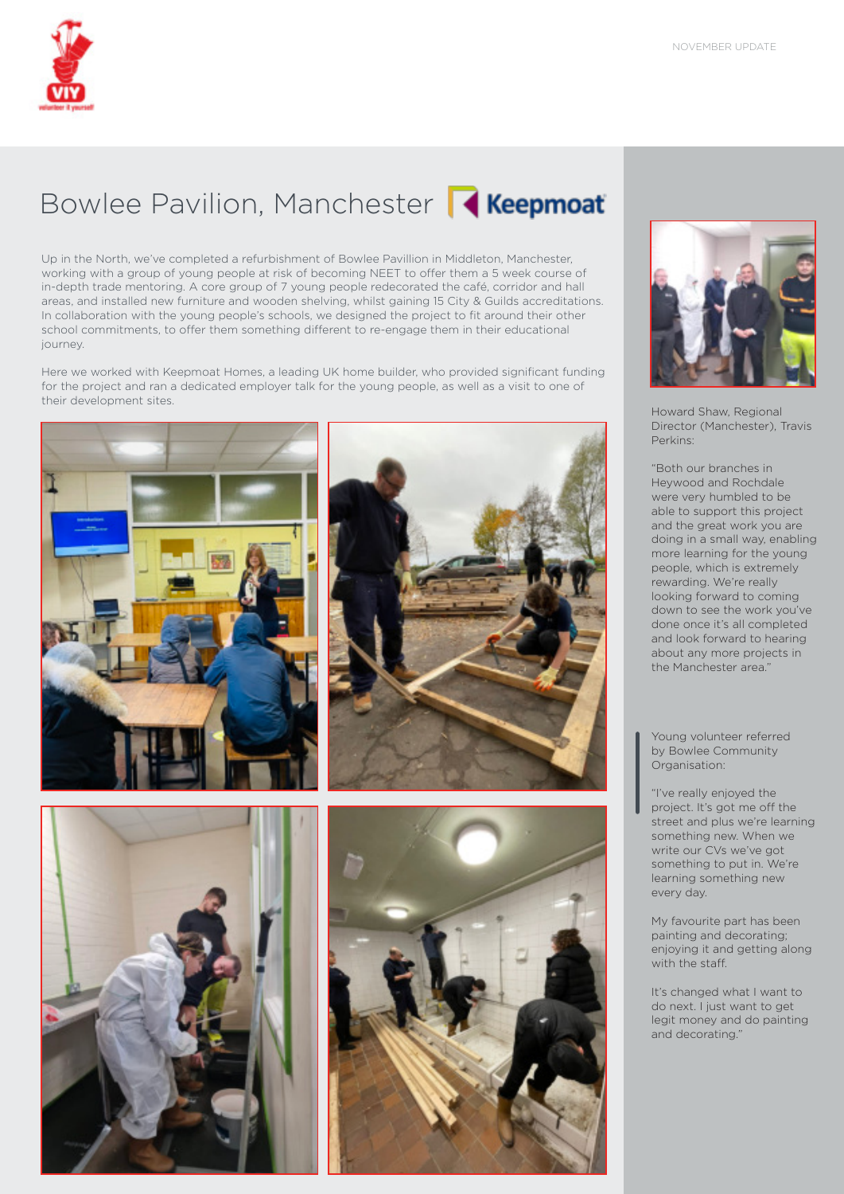NOVEMBER UPDATE

# Bowlee Pavilion, Manchester

Up in the North, we've completed a refurbishment of Bowlee Pavillion in Middleton, Manchester, working with a group of young people at risk of becoming NEET to offer them a 5 week course of in-depth trade mentoring. A core group of 7 young people redecorated the café, corridor and hall areas, and installed new furniture and wooden shelving, whilst gaining 15 City & Guilds accreditations. In collaboration with the young people's schools, we designed the project to fit around their other school commitments, to offer them something different to re-engage them in their educational journey.

Here we worked with Keepmoat Homes, a leading UK home builder, who provided significant funding for the project and ran a dedicated employer talk for the young people, as well as a visit to one of their development sites.

Howard Shaw, Regional Director (Manchester), Travis Perkins:

"Both our branches in Heywood and Rochdale were very humbled to be able to support this project and the great work you are doing in a small way, enabling more learning for the young people, which is extremely rewarding. We're really looking forward to coming down to see the work you've done once it's all completed and look forward to hearing about any more projects in the Manchester area."

Young volunteer referred by Bowlee Community Organisation:

"I've really enjoyed the project. It's got me off the street and plus we're learning something new. When we write our CVs we've got something to put in. We're learning something new every day.

My favourite part has been painting and decorating; enjoying it and getting along with the staff.

It's changed what I want to do next. I just want to get legit money and do painting and decorating."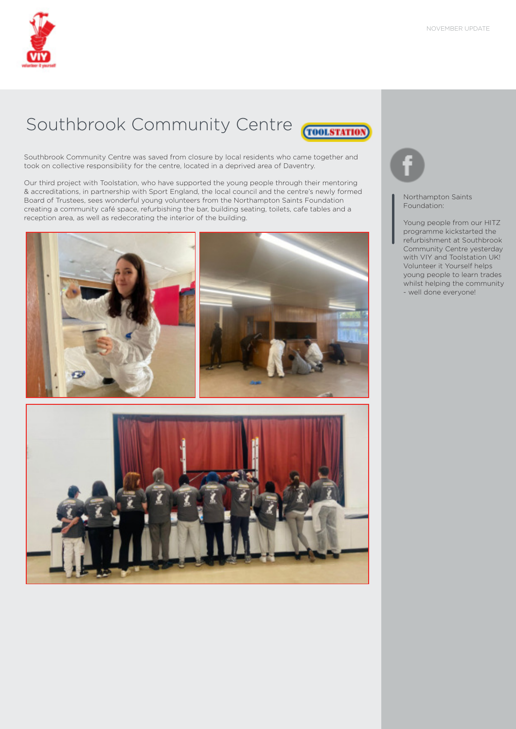# Southbrook Community Centre

Southbrook Community Centre was saved from closure by local residents who came together and took on collective responsibility for the centre, located in a deprived area of Daventry.

Our third project with Toolstation, who have supported the young people through their mentoring & accreditations, in partnership with Sport England, the local council and the centre's newly formed Board of Trustees, sees wonderful young volunteers from the Northampton Saints Foundation creating a community café space, refurbishing the bar, building seating, toilets, cafe tables and a reception area, as well as redecorating the interior of the building.

Northampton Saints Foundation:

Young people from our HITZ programme kickstarted the refurbishment at Southbrook Community Centre yesterday with VIY and Toolstation UK! Volunteer it Yourself helps young people to learn trades whilst helping the community - well done everyone!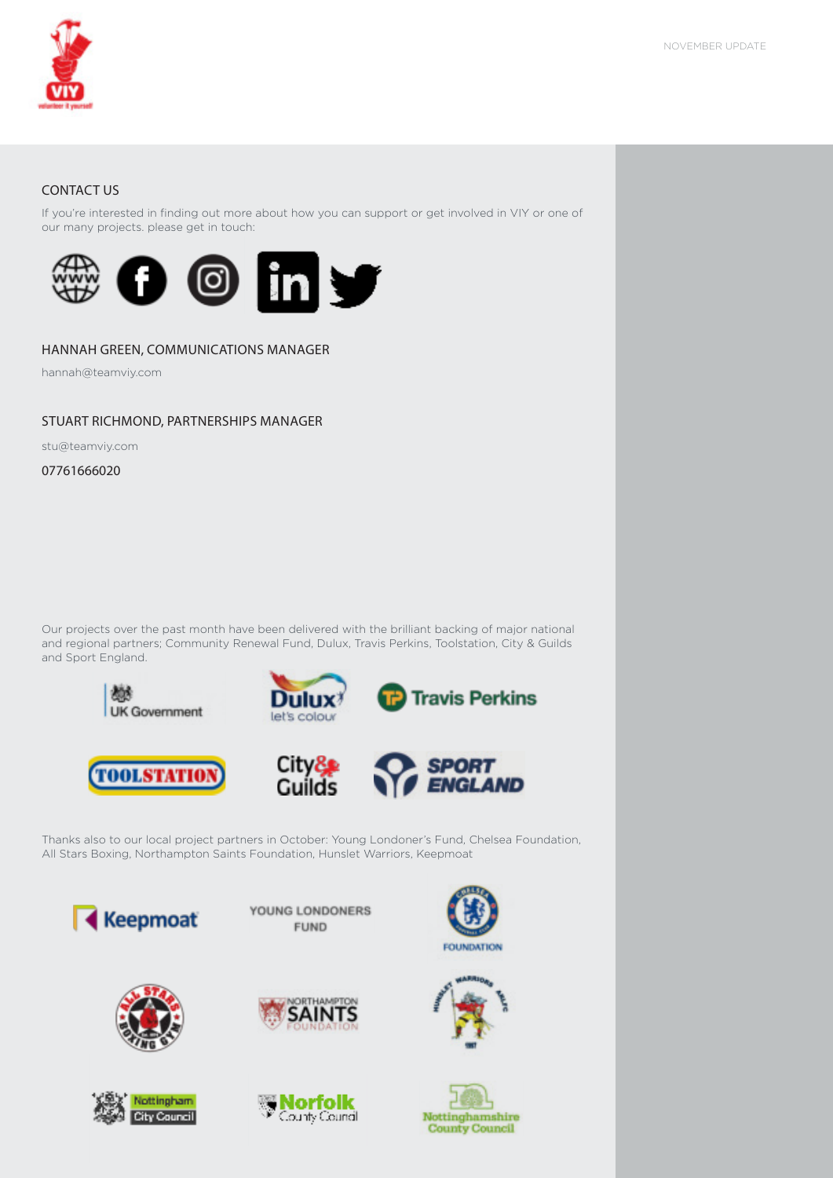## CONTACT US

If you're interested in finding out more about how you can support or get involved in VIY or one of our many projects. please get in touch:

### HANNAH GREEN, COMMUNICATIONS MANAGER

hannah@teamviy.com

### STUART RICHMOND, PARTNERSHIPS MANAGER

stu@teamviy.com

07761666020

Our projects over the past month have been delivered with the brilliant backing of major national and regional partners; Community Renewal Fund, Dulux, Travis Perkins, Toolstation, City & Guilds and Sport England.

Thanks also to our local project partners in October: Young Londoner's Fund, Chelsea Foundation, All Stars Boxing, Northampton Saints Foundation, Hunslet Warriors, Keepmoat